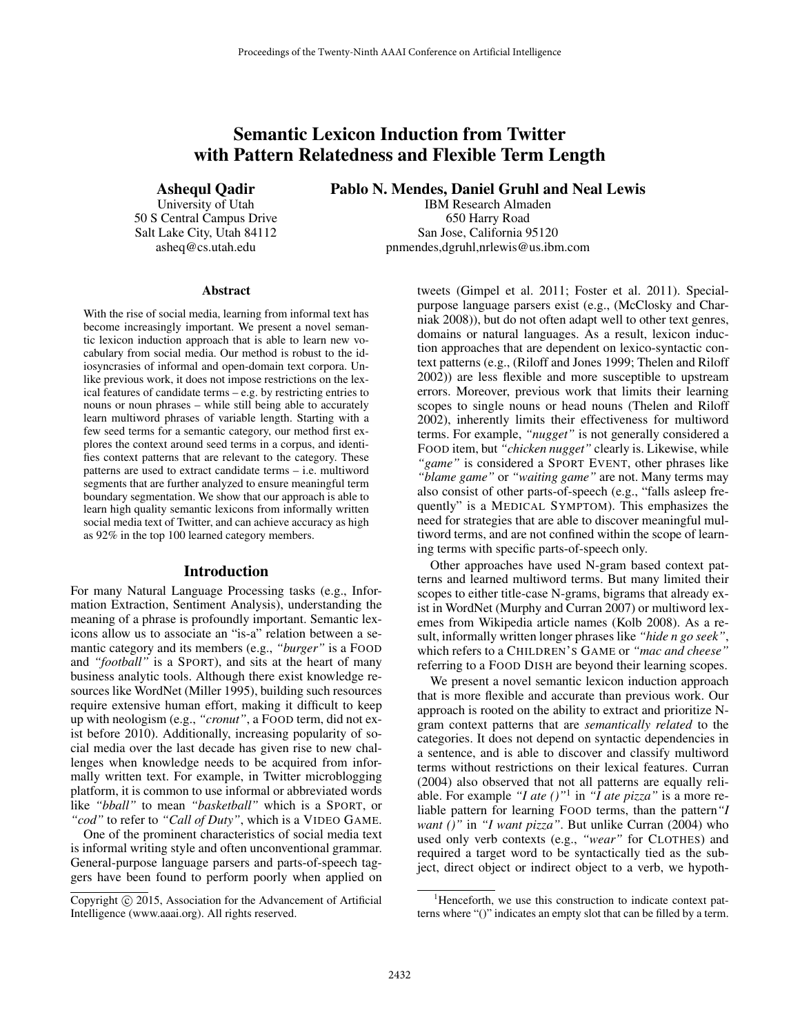# Semantic Lexicon Induction from Twitter with Pattern Relatedness and Flexible Term Length

**Ashequl Qadir**
University of Utah
50 S Central Campus Drive
Salt Lake City, Utah 84112
asheq@cs.utah.edu

**Pablo N. Mendes, Daniel Gruhl and Neal Lewis**
IBM Research Almaden
650 Harry Road
San Jose, California 95120
pnmendes,dgruhl,nrlewis@us.ibm.com

## Abstract

With the rise of social media, learning from informal text has become increasingly important. We present a novel semantic lexicon induction approach that is able to learn new vocabulary from social media. Our method is robust to the idiosyncrasies of informal and open-domain text corpora. Unlike previous work, it does not impose restrictions on the lexical features of candidate terms – e.g. by restricting entries to nouns or noun phrases – while still being able to accurately learn multiword phrases of variable length. Starting with a few seed terms for a semantic category, our method first explores the context around seed terms in a corpus, and identifies context patterns that are relevant to the category. These patterns are used to extract candidate terms – i.e. multiword segments that are further analyzed to ensure meaningful term boundary segmentation. We show that our approach is able to learn high quality semantic lexicons from informally written social media text of Twitter, and can achieve accuracy as high as 92% in the top 100 learned category members.

## Introduction

For many Natural Language Processing tasks (e.g., Information Extraction, Sentiment Analysis), understanding the meaning of a phrase is profoundly important. Semantic lexicons allow us to associate an "is-a" relation between a semantic category and its members (e.g., *"burger"* is a FOOD and *"football"* is a SPORT), and sits at the heart of many business analytic tools. Although there exist knowledge resources like WordNet (Miller 1995), building such resources require extensive human effort, making it difficult to keep up with neologism (e.g., *"cronut"*, a FOOD term, did not exist before 2010). Additionally, increasing popularity of social media over the last decade has given rise to new challenges when knowledge needs to be acquired from informally written text. For example, in Twitter microblogging platform, it is common to use informal or abbreviated words like *"bball"* to mean *"basketball"* which is a SPORT, or *"cod"* to refer to *"Call of Duty"*, which is a VIDEO GAME.

One of the prominent characteristics of social media text is informal writing style and often unconventional grammar. General-purpose language parsers and parts-of-speech taggers have been found to perform poorly when applied on tweets (Gimpel et al. 2011; Foster et al. 2011). Special-purpose language parsers exist (e.g., (McClosky and Charniak 2008)), but do not often adapt well to other text genres, domains or natural languages. As a result, lexicon induction approaches that are dependent on lexico-syntactic context patterns (e.g., (Riloff and Jones 1999; Thelen and Riloff 2002)) are less flexible and more susceptible to upstream errors. Moreover, previous work that limits their learning scopes to single nouns or head nouns (Thelen and Riloff 2002), inherently limits their effectiveness for multiword terms. For example, *"nugget"* is not generally considered a FOOD item, but *"chicken nugget"* clearly is. Likewise, while *"game"* is considered a SPORT EVENT, other phrases like *"blame game"* or *"waiting game"* are not. Many terms may also consist of other parts-of-speech (e.g., "falls asleep frequently" is a MEDICAL SYMPTOM). This emphasizes the need for strategies that are able to discover meaningful multiword terms, and are not confined within the scope of learning terms with specific parts-of-speech only.

Other approaches have used N-gram based context patterns and learned multiword terms. But many limited their scopes to either title-case N-grams, bigrams that already exist in WordNet (Murphy and Curran 2007) or multiword lexemes from Wikipedia article names (Kolb 2008). As a result, informally written longer phrases like *"hide n go seek"*, which refers to a CHILDREN'S GAME or *"mac and cheese"* referring to a FOOD DISH are beyond their learning scopes.

We present a novel semantic lexicon induction approach that is more flexible and accurate than previous work. Our approach is rooted on the ability to extract and prioritize N-gram context patterns that are *semantically related* to the categories. It does not depend on syntactic dependencies in a sentence, and is able to discover and classify multiword terms without restrictions on their lexical features. Curran (2004) also observed that not all patterns are equally reliable. For example *"I ate ()"*[1] in *"I ate pizza"* is a more reliable pattern for learning FOOD terms, than the pattern *"I want ()"* in *"I want pizza"*. But unlike Curran (2004) who used only verb contexts (e.g., *"wear"* for CLOTHES) and required a target word to be syntactically tied as the subject, direct object or indirect object to a verb, we hypoth-

[1] Henceforth, we use this construction to indicate context patterns where "()" indicates an empty slot that can be filled by a term.

Copyright © 2015, Association for the Advancement of Artificial Intelligence (www.aaai.org). All rights reserved.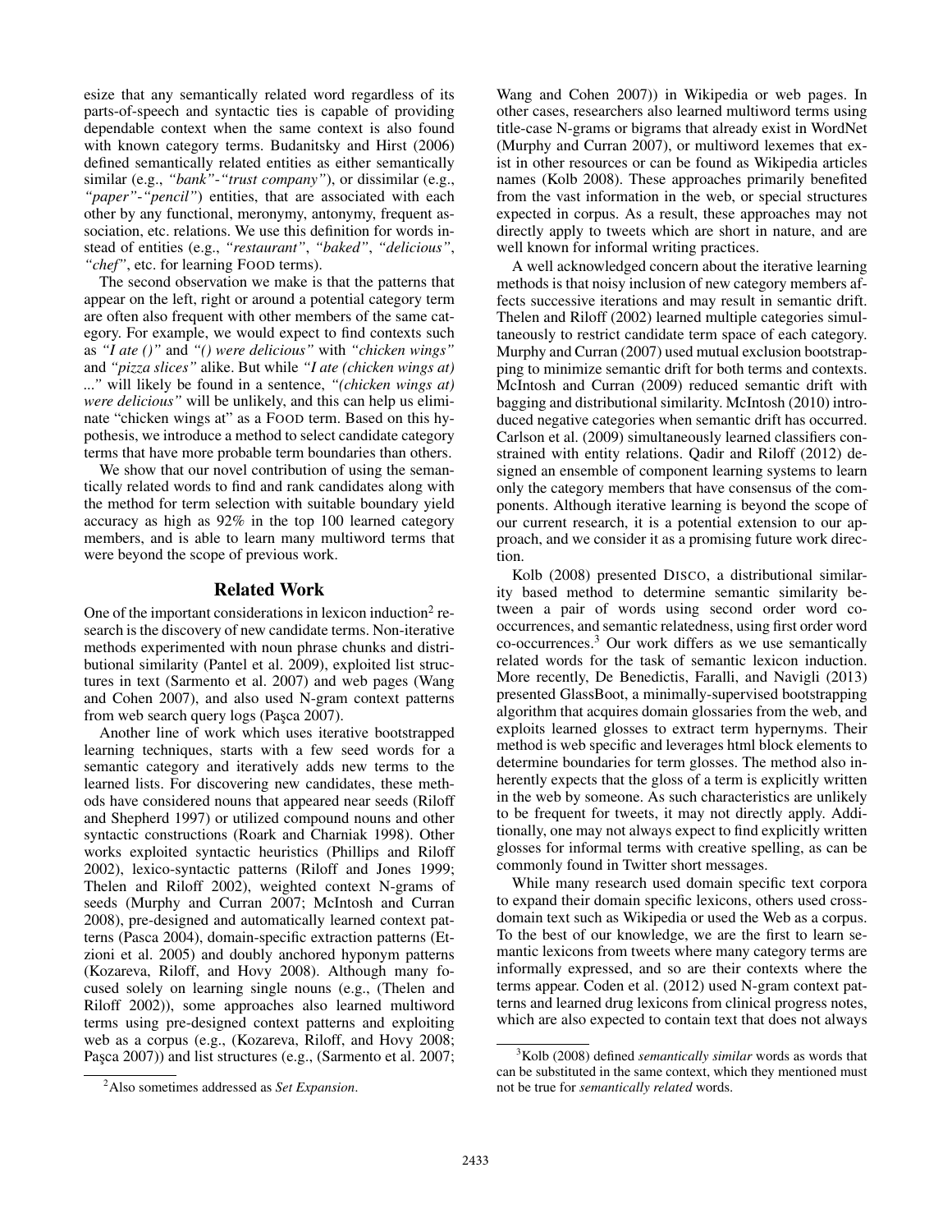esize that any semantically related word regardless of its parts-of-speech and syntactic ties is capable of providing dependable context when the same context is also found with known category terms. Budanitsky and Hirst (2006) defined semantically related entities as either semantically similar (e.g., *"bank"-"trust company"*), or dissimilar (e.g., *"paper"-"pencil"*) entities, that are associated with each other by any functional, meronymy, antonymy, frequent association, etc. relations. We use this definition for words instead of entities (e.g., *"restaurant"*, *"baked"*, *"delicious"*, *"chef"*, etc. for learning FOOD terms).

The second observation we make is that the patterns that appear on the left, right or around a potential category term are often also frequent with other members of the same category. For example, we would expect to find contexts such as *"I ate ()"* and *"() were delicious"* with *"chicken wings"* and *"pizza slices"* alike. But while *"I ate (chicken wings at) ..."* will likely be found in a sentence, *"(chicken wings at) were delicious"* will be unlikely, and this can help us eliminate "chicken wings at" as a FOOD term. Based on this hypothesis, we introduce a method to select candidate category terms that have more probable term boundaries than others.

We show that our novel contribution of using the semantically related words to find and rank candidates along with the method for term selection with suitable boundary yield accuracy as high as 92% in the top 100 learned category members, and is able to learn many multiword terms that were beyond the scope of previous work.

## Related Work

One of the important considerations in lexicon induction[2] research is the discovery of new candidate terms. Non-iterative methods experimented with noun phrase chunks and distributional similarity (Pantel et al. 2009), exploited list structures in text (Sarmento et al. 2007) and web pages (Wang and Cohen 2007), and also used N-gram context patterns from web search query logs (Paşca 2007).

Another line of work which uses iterative bootstrapped learning techniques, starts with a few seed words for a semantic category and iteratively adds new terms to the learned lists. For discovering new candidates, these methods have considered nouns that appeared near seeds (Riloff and Shepherd 1997) or utilized compound nouns and other syntactic constructions (Roark and Charniak 1998). Other works exploited syntactic heuristics (Phillips and Riloff 2002), lexico-syntactic patterns (Riloff and Jones 1999; Thelen and Riloff 2002), weighted context N-grams of seeds (Murphy and Curran 2007; McIntosh and Curran 2008), pre-designed and automatically learned context patterns (Pasca 2004), domain-specific extraction patterns (Etzioni et al. 2005) and doubly anchored hyponym patterns (Kozareva, Riloff, and Hovy 2008). Although many focused solely on learning single nouns (e.g., (Thelen and Riloff 2002)), some approaches also learned multiword terms using pre-designed context patterns and exploiting web as a corpus (e.g., (Kozareva, Riloff, and Hovy 2008; Paşca 2007)) and list structures (e.g., (Sarmento et al. 2007; Wang and Cohen 2007)) in Wikipedia or web pages. In other cases, researchers also learned multiword terms using title-case N-grams or bigrams that already exist in WordNet (Murphy and Curran 2007), or multiword lexemes that exist in other resources or can be found as Wikipedia articles names (Kolb 2008). These approaches primarily benefited from the vast information in the web, or special structures expected in corpus. As a result, these approaches may not directly apply to tweets which are short in nature, and are well known for informal writing practices.

A well acknowledged concern about the iterative learning methods is that noisy inclusion of new category members affects successive iterations and may result in semantic drift. Thelen and Riloff (2002) learned multiple categories simultaneously to restrict candidate term space of each category. Murphy and Curran (2007) used mutual exclusion bootstrapping to minimize semantic drift for both terms and contexts. McIntosh and Curran (2009) reduced semantic drift with bagging and distributional similarity. McIntosh (2010) introduced negative categories when semantic drift has occurred. Carlson et al. (2009) simultaneously learned classifiers constrained with entity relations. Qadir and Riloff (2012) designed an ensemble of component learning systems to learn only the category members that have consensus of the components. Although iterative learning is beyond the scope of our current research, it is a potential extension to our approach, and we consider it as a promising future work direction.

Kolb (2008) presented DISCO, a distributional similarity based method to determine semantic similarity between a pair of words using second order word co-occurrences, and semantic relatedness, using first order word co-occurrences.[3] Our work differs as we use semantically related words for the task of semantic lexicon induction. More recently, De Benedictis, Faralli, and Navigli (2013) presented GlassBoot, a minimally-supervised bootstrapping algorithm that acquires domain glossaries from the web, and exploits learned glosses to extract term hypernyms. Their method is web specific and leverages html block elements to determine boundaries for term glosses. The method also inherently expects that the gloss of a term is explicitly written in the web by someone. As such characteristics are unlikely to be frequent for tweets, it may not directly apply. Additionally, one may not always expect to find explicitly written glosses for informal terms with creative spelling, as can be commonly found in Twitter short messages.

While many research used domain specific text corpora to expand their domain specific lexicons, others used cross-domain text such as Wikipedia or used the Web as a corpus. To the best of our knowledge, we are the first to learn semantic lexicons from tweets where many category terms are informally expressed, and so are their contexts where the terms appear. Coden et al. (2012) used N-gram context patterns and learned drug lexicons from clinical progress notes, which are also expected to contain text that does not always

[2] Also sometimes addressed as *Set Expansion*.

[3] Kolb (2008) defined *semantically similar* words as words that can be substituted in the same context, which they mentioned must not be true for *semantically related* words.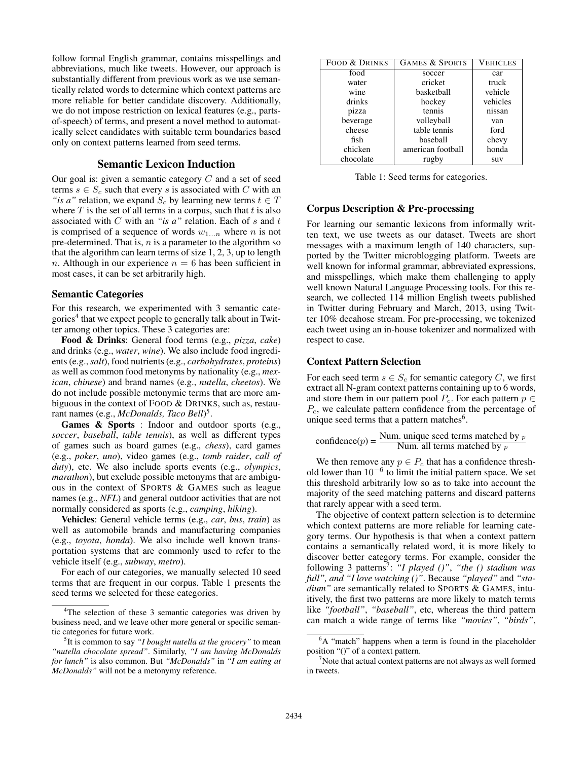follow formal English grammar, contains misspellings and abbreviations, much like tweets. However, our approach is substantially different from previous work as we use semantically related words to determine which context patterns are more reliable for better candidate discovery. Additionally, we do not impose restriction on lexical features (e.g., parts-of-speech) of terms, and present a novel method to automatically select candidates with suitable term boundaries based only on context patterns learned from seed terms.

## Semantic Lexicon Induction

Our goal is: given a semantic category $C$ and a set of seed terms $s \in S_c$ such that every $s$ is associated with $C$ with an *"is a"* relation, we expand $S_c$ by learning new terms $t \in T$ where $T$ is the set of all terms in a corpus, such that $t$ is also associated with $C$ with an *"is a"* relation. Each of $s$ and $t$ is comprised of a sequence of words $w_{1...n}$ where $n$ is not pre-determined. That is, $n$ is a parameter to the algorithm so that the algorithm can learn terms of size 1, 2, 3, up to length $n$. Although in our experience $n = 6$ has been sufficient in most cases, it can be set arbitrarily high.

### Semantic Categories

For this research, we experimented with 3 semantic categories[4] that we expect people to generally talk about in Twitter among other topics. These 3 categories are:

**Food & Drinks**: General food terms (e.g., *pizza*, *cake*) and drinks (e.g., *water*, *wine*). We also include food ingredients (e.g., *salt*), food nutrients (e.g., *carbohydrates*, *proteins*) as well as common food metonyms by nationality (e.g., *mexican*, *chinese*) and brand names (e.g., *nutella*, *cheetos*). We do not include possible metonymic terms that are more ambiguous in the context of FOOD & DRINKS, such as, restaurant names (e.g., *McDonalds, Taco Bell*)[5].

**Games & Sports** : Indoor and outdoor sports (e.g., *soccer*, *baseball*, *table tennis*), as well as different types of games such as board games (e.g., *chess*), card games (e.g., *poker*, *uno*), video games (e.g., *tomb raider*, *call of duty*), etc. We also include sports events (e.g., *olympics*, *marathon*), but exclude possible metonyms that are ambiguous in the context of SPORTS & GAMES such as league names (e.g., *NFL*) and general outdoor activities that are not normally considered as sports (e.g., *camping*, *hiking*).

**Vehicles**: General vehicle terms (e.g., *car*, *bus*, *train*) as well as automobile brands and manufacturing companies (e.g., *toyota*, *honda*). We also include well known transportation systems that are commonly used to refer to the vehicle itself (e.g., *subway*, *metro*).

For each of our categories, we manually selected 10 seed terms that are frequent in our corpus. Table 1 presents the seed terms we selected for these categories.

[4]The selection of these 3 semantic categories was driven by business need, and we leave other more general or specific semantic categories for future work.

[5]It is common to say *"I bought nutella at the grocery"* to mean *"nutella chocolate spread"*. Similarly, *"I am having McDonalds for lunch"* is also common. But *"McDonalds"* in *"I am eating at McDonalds"* will not be a metonymy reference.

| FOOD & DRINKS | GAMES & SPORTS | VEHICLES |
|---|---|---|
| food | soccer | car |
| water | cricket | truck |
| wine | basketball | vehicle |
| drinks | hockey | vehicles |
| pizza | tennis | nissan |
| beverage | volleyball | van |
| cheese | table tennis | ford |
| fish | baseball | chevy |
| chicken | american football | honda |
| chocolate | rugby | suv |

Table 1: Seed terms for categories.

### Corpus Description & Pre-processing

For learning our semantic lexicons from informally written text, we use tweets as our dataset. Tweets are short messages with a maximum length of 140 characters, supported by the Twitter microblogging platform. Tweets are well known for informal grammar, abbreviated expressions, and misspellings, which make them challenging to apply well known Natural Language Processing tools. For this research, we collected 114 million English tweets published in Twitter during February and March, 2013, using Twitter 10% decahose stream. For pre-processing, we tokenized each tweet using an in-house tokenizer and normalized with respect to case.

### Context Pattern Selection

For each seed term $s \in S_c$ for semantic category $C$, we first extract all N-gram context patterns containing up to 6 words, and store them in our pattern pool $P_c$. For each pattern $p \in P_c$, we calculate pattern confidence from the percentage of unique seed terms that a pattern matches[6].

$$\text{confidence}(p) = \frac{\text{Num. unique seed terms matched by } p}{\text{Num. all terms matched by } p}$$

We then remove any $p \in P_c$ that has a confidence threshold lower than $10^{-6}$ to limit the initial pattern space. We set this threshold arbitrarily low so as to take into account the majority of the seed matching patterns and discard patterns that rarely appear with a seed term.

The objective of context pattern selection is to determine which context patterns are more reliable for learning category terms. Our hypothesis is that when a context pattern contains a semantically related word, it is more likely to discover better category terms. For example, consider the following 3 patterns[7]: *"I played ()"*, *"the () stadium was full", and "I love watching ()"*. Because *"played"* and *"stadium"* are semantically related to SPORTS & GAMES, intuitively, the first two patterns are more likely to match terms like *"football"*, *"baseball"*, etc, whereas the third pattern can match a wide range of terms like *"movies"*, *"birds"*,

[6]A "match" happens when a term is found in the placeholder position "()" of a context pattern.

[7]Note that actual context patterns are not always as well formed in tweets.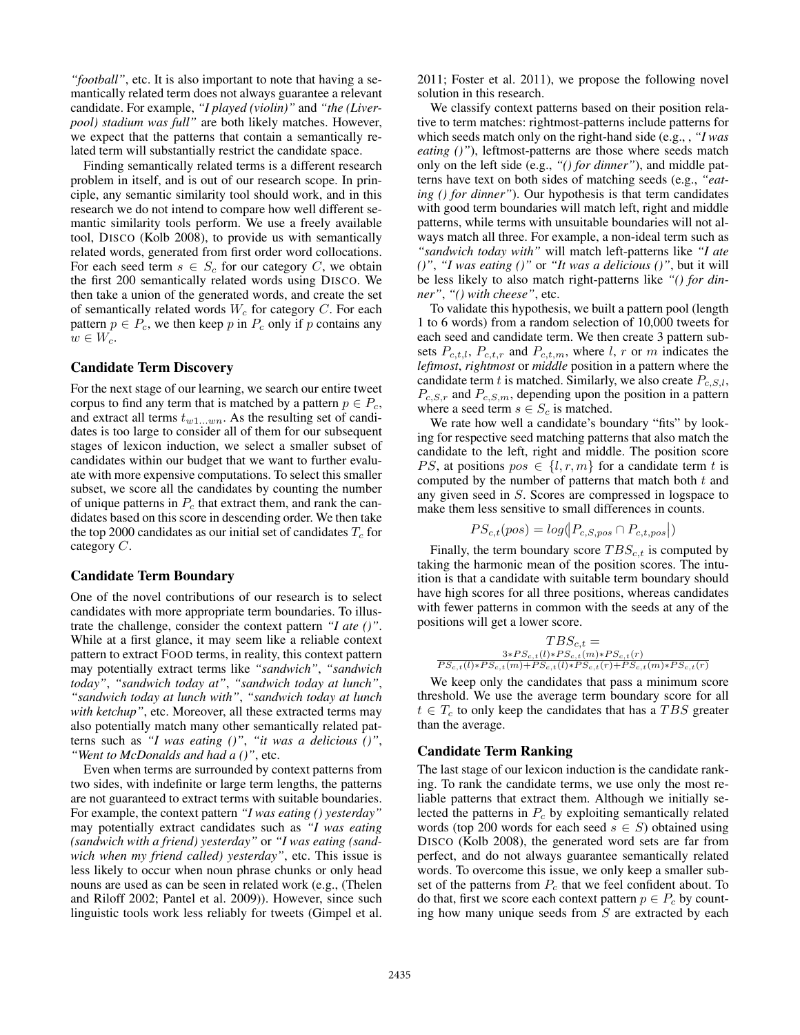*"football"*, etc. It is also important to note that having a semantically related term does not always guarantee a relevant candidate. For example, *"I played (violin)"* and *"the (Liverpool) stadium was full"* are both likely matches. However, we expect that the patterns that contain a semantically related term will substantially restrict the candidate space.

Finding semantically related terms is a different research problem in itself, and is out of our research scope. In principle, any semantic similarity tool should work, and in this research we do not intend to compare how well different semantic similarity tools perform. We use a freely available tool, DISCO (Kolb 2008), to provide us with semantically related words, generated from first order word collocations. For each seed term $s \in S_c$ for our category $C$, we obtain the first 200 semantically related words using DISCO. We then take a union of the generated words, and create the set of semantically related words $W_c$ for category $C$. For each pattern $p \in P_c$, we then keep $p$ in $P_c$ only if $p$ contains any $w \in W_c$.

### Candidate Term Discovery

For the next stage of our learning, we search our entire tweet corpus to find any term that is matched by a pattern $p \in P_c$, and extract all terms $t_{w1...wn}$. As the resulting set of candidates is too large to consider all of them for our subsequent stages of lexicon induction, we select a smaller subset of candidates within our budget that we want to further evaluate with more expensive computations. To select this smaller subset, we score all the candidates by counting the number of unique patterns in $P_c$ that extract them, and rank the candidates based on this score in descending order. We then take the top 2000 candidates as our initial set of candidates $T_c$ for category $C$.

### Candidate Term Boundary

One of the novel contributions of our research is to select candidates with more appropriate term boundaries. To illustrate the challenge, consider the context pattern *"I ate ()"*. While at a first glance, it may seem like a reliable context pattern to extract FOOD terms, in reality, this context pattern may potentially extract terms like *"sandwich"*, *"sandwich today"*, *"sandwich today at"*, *"sandwich today at lunch"*, *"sandwich today at lunch with"*, *"sandwich today at lunch with ketchup"*, etc. Moreover, all these extracted terms may also potentially match many other semantically related patterns such as *"I was eating ()"*, *"it was a delicious ()"*, *"Went to McDonalds and had a ()"*, etc.

Even when terms are surrounded by context patterns from two sides, with indefinite or large term lengths, the patterns are not guaranteed to extract terms with suitable boundaries. For example, the context pattern *"I was eating () yesterday"* may potentially extract candidates such as *"I was eating (sandwich with a friend) yesterday"* or *"I was eating (sandwich when my friend called) yesterday"*, etc. This issue is less likely to occur when noun phrase chunks or only head nouns are used as can be seen in related work (e.g., (Thelen and Riloff 2002; Pantel et al. 2009)). However, since such linguistic tools work less reliably for tweets (Gimpel et al. 2011; Foster et al. 2011), we propose the following novel solution in this research.

We classify context patterns based on their position relative to term matches: rightmost-patterns include patterns for which seeds match only on the right-hand side (e.g., , *"I was eating ()"*), leftmost-patterns are those where seeds match only on the left side (e.g., *"() for dinner"*), and middle patterns have text on both sides of matching seeds (e.g., *"eating () for dinner"*). Our hypothesis is that term candidates with good term boundaries will match left, right and middle patterns, while terms with unsuitable boundaries will not always match all three. For example, a non-ideal term such as *"sandwich today with"* will match left-patterns like *"I ate ()"*, *"I was eating ()"* or *"It was a delicious ()"*, but it will be less likely to also match right-patterns like *"() for dinner"*, *"() with cheese"*, etc.

To validate this hypothesis, we built a pattern pool (length 1 to 6 words) from a random selection of 10,000 tweets for each seed and candidate term. We then create 3 pattern subsets $P_{c,t,l}$, $P_{c,t,r}$ and $P_{c,t,m}$, where $l$, $r$ or $m$ indicates the *leftmost*, *rightmost* or *middle* position in a pattern where the candidate term $t$ is matched. Similarly, we also create $P_{c,S,l}$, $P_{c,S,r}$ and $P_{c,S,m}$, depending upon the position in a pattern where a seed term $s \in S_c$ is matched.

We rate how well a candidate's boundary "fits" by looking for respective seed matching patterns that also match the candidate to the left, right and middle. The position score $PS$, at positions $pos \in \{l, r, m\}$ for a candidate term $t$ is computed by the number of patterns that match both $t$ and any given seed in $S$. Scores are compressed in logspace to make them less sensitive to small differences in counts.

$$PS_{c,t}(pos) = log(|P_{c,S,pos} \cap P_{c,t,pos}|)$$

Finally, the term boundary score $TBS_{c,t}$ is computed by taking the harmonic mean of the position scores. The intuition is that a candidate with suitable term boundary should have high scores for all three positions, whereas candidates with fewer patterns in common with the seeds at any of the positions will get a lower score.

$$TBS_{c,t} = \frac{3 * PS_{c,t}(l) * PS_{c,t}(m) * PS_{c,t}(r)}{PS_{c,t}(l) * PS_{c,t}(m) + PS_{c,t}(l) * PS_{c,t}(r) + PS_{c,t}(m) * PS_{c,t}(r)}$$

We keep only the candidates that pass a minimum score threshold. We use the average term boundary score for all $t \in T_c$ to only keep the candidates that has a $TBS$ greater than the average.

### Candidate Term Ranking

The last stage of our lexicon induction is the candidate ranking. To rank the candidate terms, we use only the most reliable patterns that extract them. Although we initially selected the patterns in $P_c$ by exploiting semantically related words (top 200 words for each seed $s \in S$) obtained using DISCO (Kolb 2008), the generated word sets are far from perfect, and do not always guarantee semantically related words. To overcome this issue, we only keep a smaller subset of the patterns from $P_c$ that we feel confident about. To do that, first we score each context pattern $p \in P_c$ by counting how many unique seeds from $S$ are extracted by each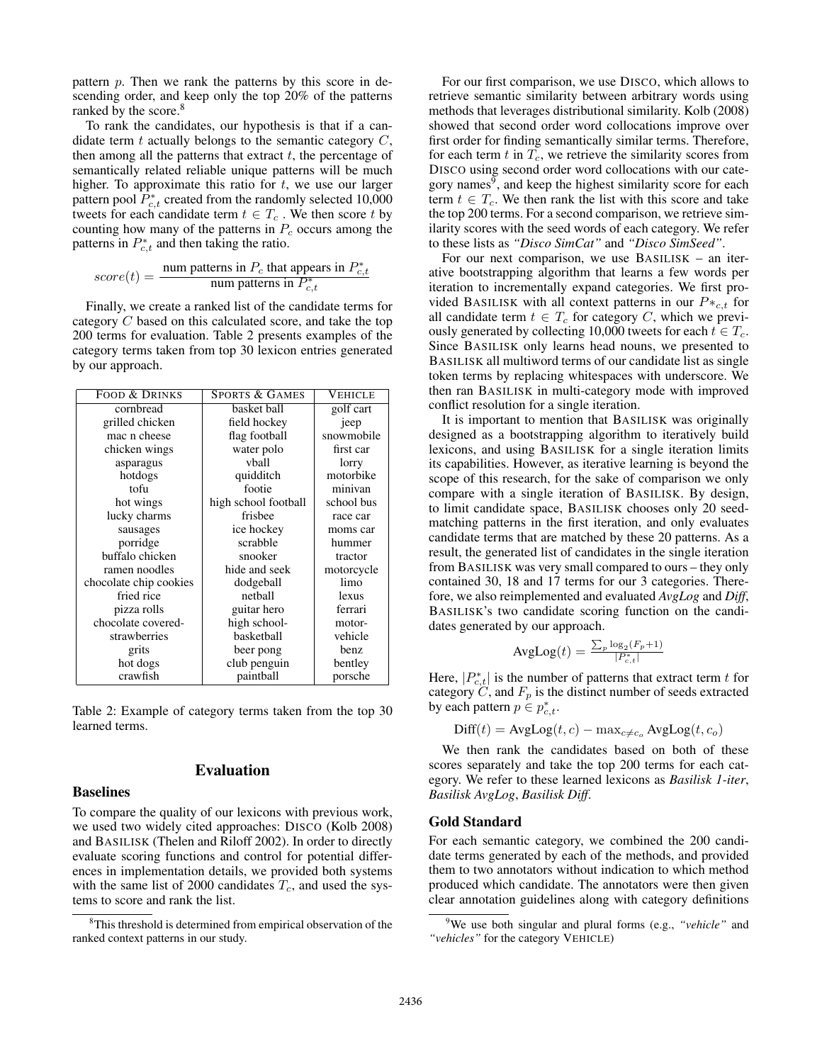pattern $p$. Then we rank the patterns by this score in descending order, and keep only the top 20% of the patterns ranked by the score.[8]

To rank the candidates, our hypothesis is that if a candidate term $t$ actually belongs to the semantic category $C$, then among all the patterns that extract $t$, the percentage of semantically related reliable unique patterns will be much higher. To approximate this ratio for $t$, we use our larger pattern pool $P^*_{c,t}$ created from the randomly selected 10,000 tweets for each candidate term $t \in T_c$ . We then score $t$ by counting how many of the patterns in $P_c$ occurs among the patterns in $P^*_{c,t}$ and then taking the ratio.

$$score(t) = \frac{\text{num patterns in } P_c \text{ that appears in } P^*_{c,t}}{\text{num patterns in } P^*_{c,t}}$$

Finally, we create a ranked list of the candidate terms for category $C$ based on this calculated score, and take the top 200 terms for evaluation. Table 2 presents examples of the category terms taken from top 30 lexicon entries generated by our approach.

| FOOD & DRINKS | SPORTS & GAMES | VEHICLE |
|---|---|---|
| cornbread | basket ball | golf cart |
| grilled chicken | field hockey | jeep |
| mac n cheese | flag football | snowmobile |
| chicken wings | water polo | first car |
| asparagus | vball | lorry |
| hotdogs | quidditch | motorbike |
| tofu | footie | minivan |
| hot wings | high school football | school bus |
| lucky charms | frisbee | race car |
| sausages | ice hockey | moms car |
| porridge | scrabble | hummer |
| buffalo chicken | snooker | tractor |
| ramen noodles | hide and seek | motorcycle |
| chocolate chip cookies | dodgeball | limo |
| fried rice | netball | lexus |
| pizza rolls | guitar hero | ferrari |
| chocolate covered-strawberries | high school-basketball | motor-vehicle |
| grits | beer pong | benz |
| hot dogs | club penguin | bentley |
| crawfish | paintball | porsche |

Table 2: Example of category terms taken from the top 30 learned terms.

## Evaluation

### Baselines

To compare the quality of our lexicons with previous work, we used two widely cited approaches: DISCO (Kolb 2008) and BASILISK (Thelen and Riloff 2002). In order to directly evaluate scoring functions and control for potential differences in implementation details, we provided both systems with the same list of 2000 candidates $T_c$, and used the systems to score and rank the list.

For our first comparison, we use DISCO, which allows to retrieve semantic similarity between arbitrary words using methods that leverages distributional similarity. Kolb (2008) showed that second order word collocations improve over first order for finding semantically similar terms. Therefore, for each term $t$ in $T_c$, we retrieve the similarity scores from DISCO using second order word collocations with our category names[9], and keep the highest similarity score for each term $t \in T_c$. We then rank the list with this score and take the top 200 terms. For a second comparison, we retrieve similarity scores with the seed words of each category. We refer to these lists as *"Disco SimCat"* and *"Disco SimSeed"*.

For our next comparison, we use BASILISK – an iterative bootstrapping algorithm that learns a few words per iteration to incrementally expand categories. We first provided BASILISK with all context patterns in our $P*_{c,t}$ for all candidate term $t \in T_c$ for category $C$, which we previously generated by collecting 10,000 tweets for each $t \in T_c$. Since BASILISK only learns head nouns, we presented to BASILISK all multiword terms of our candidate list as single token terms by replacing whitespaces with underscore. We then ran BASILISK in multi-category mode with improved conflict resolution for a single iteration.

It is important to mention that BASILISK was originally designed as a bootstrapping algorithm to iteratively build lexicons, and using BASILISK for a single iteration limits its capabilities. However, as iterative learning is beyond the scope of this research, for the sake of comparison we only compare with a single iteration of BASILISK. By design, to limit candidate space, BASILISK chooses only 20 seed-matching patterns in the first iteration, and only evaluates candidate terms that are matched by these 20 patterns. As a result, the generated list of candidates in the single iteration from BASILISK was very small compared to ours – they only contained 30, 18 and 17 terms for our 3 categories. Therefore, we also reimplemented and evaluated *AvgLog* and *Diff*, BASILISK's two candidate scoring function on the candidates generated by our approach.

$$\text{AvgLog}(t) = \frac{\sum_p \log_2(F_p+1)}{|P^*_{c,t}|}$$

Here, $|P^*_{c,t}|$ is the number of patterns that extract term $t$ for category $C$, and $F_p$ is the distinct number of seeds extracted by each pattern $p \in p^*_{c,t}$.

$$\text{Diff}(t) = \text{AvgLog}(t, c) - \max_{c \neq c_o} \text{AvgLog}(t, c_o)$$

We then rank the candidates based on both of these scores separately and take the top 200 terms for each category. We refer to these learned lexicons as *Basilisk 1-iter*, *Basilisk AvgLog*, *Basilisk Diff*.

### Gold Standard

For each semantic category, we combined the 200 candidate terms generated by each of the methods, and provided them to two annotators without indication to which method produced which candidate. The annotators were then given clear annotation guidelines along with category definitions

[8] This threshold is determined from empirical observation of the ranked context patterns in our study.

[9] We use both singular and plural forms (e.g., *"vehicle"* and *"vehicles"* for the category VEHICLE)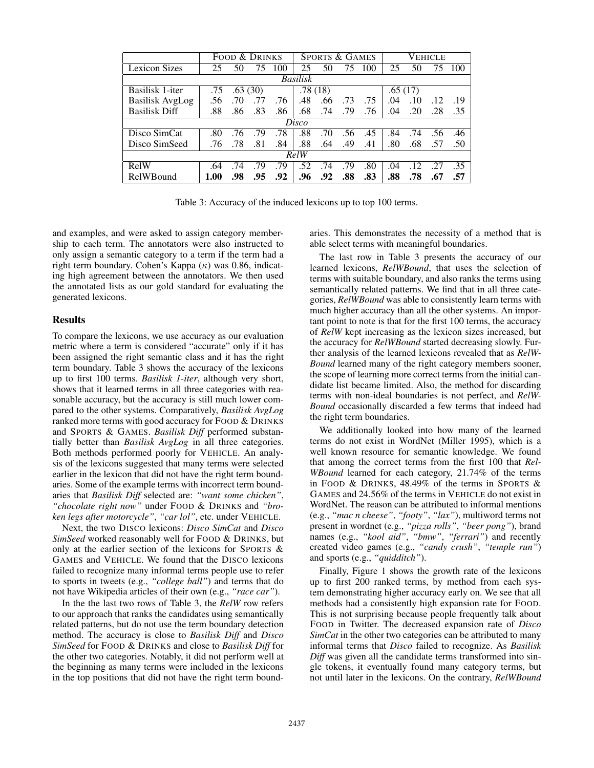| | FOOD & DRINKS | | | | SPORTS & GAMES | | | | VEHICLE | | | |
|---|---|---|---|---|---|---|---|---|---|---|---|---|
| Lexicon Sizes | 25 | 50 | 75 | 100 | 25 | 50 | 75 | 100 | 25 | 50 | 75 | 100 |
| | | | | | *Basilisk* | | | | | | | |
| Basilisk 1-iter | .75 | .63 (30) | | | .78 (18) | | | | .65 (17) | | | |
| Basilisk AvgLog | .56 | .70 | .77 | .76 | .48 | .66 | .73 | .75 | .04 | .10 | .12 | .19 |
| Basilisk Diff | .88 | .86 | .83 | .86 | .68 | .74 | .79 | .76 | .04 | .20 | .28 | .35 |
| | | | | | *Disco* | | | | | | | |
| Disco SimCat | .80 | .76 | .79 | .78 | .88 | .70 | .56 | .45 | .84 | .74 | .56 | .46 |
| Disco SimSeed | .76 | .78 | .81 | .84 | .88 | .64 | .49 | .41 | .80 | .68 | .57 | .50 |
| | | | | | *RelW* | | | | | | | |
| RelW | .64 | .74 | .79 | .79 | .52 | .74 | .79 | .80 | .04 | .12 | .27 | .35 |
| RelWBound | **1.00** | **.98** | **.95** | **.92** | **.96** | **.92** | **.88** | **.83** | **.88** | **.78** | **.67** | **.57** |

Table 3: Accuracy of the induced lexicons up to top 100 terms.

and examples, and were asked to assign category membership to each term. The annotators were also instructed to only assign a semantic category to a term if the term had a right term boundary. Cohen's Kappa ($\kappa$) was 0.86, indicating high agreement between the annotators. We then used the annotated lists as our gold standard for evaluating the generated lexicons.

## Results

To compare the lexicons, we use accuracy as our evaluation metric where a term is considered "accurate" only if it has been assigned the right semantic class and it has the right term boundary. Table 3 shows the accuracy of the lexicons up to first 100 terms. *Basilisk 1-iter*, although very short, shows that it learned terms in all three categories with reasonable accuracy, but the accuracy is still much lower compared to the other systems. Comparatively, *Basilisk AvgLog* ranked more terms with good accuracy for FOOD & DRINKS and SPORTS & GAMES. *Basilisk Diff* performed substantially better than *Basilisk AvgLog* in all three categories. Both methods performed poorly for VEHICLE. An analysis of the lexicons suggested that many terms were selected earlier in the lexicon that did not have the right term boundaries. Some of the example terms with incorrect term boundaries that *Basilisk Diff* selected are: *"want some chicken"*, *"chocolate right now"* under FOOD & DRINKS and *"broken legs after motorcycle"*, *"car lol"*, etc. under VEHICLE.

Next, the two DISCO lexicons: *Disco SimCat* and *Disco SimSeed* worked reasonably well for FOOD & DRINKS, but only at the earlier section of the lexicons for SPORTS & GAMES and VEHICLE. We found that the DISCO lexicons failed to recognize many informal terms people use to refer to sports in tweets (e.g., *"college ball"*) and terms that do not have Wikipedia articles of their own (e.g., *"race car"*).

In the the last two rows of Table 3, the *RelW* row refers to our approach that ranks the candidates using semantically related patterns, but do not use the term boundary detection method. The accuracy is close to *Basilisk Diff* and *Disco SimSeed* for FOOD & DRINKS and close to *Basilisk Diff* for the other two categories. Notably, it did not perform well at the beginning as many terms were included in the lexicons in the top positions that did not have the right term boundaries. This demonstrates the necessity of a method that is able select terms with meaningful boundaries.

The last row in Table 3 presents the accuracy of our learned lexicons, *RelWBound*, that uses the selection of terms with suitable boundary, and also ranks the terms using semantically related patterns. We find that in all three categories, *RelWBound* was able to consistently learn terms with much higher accuracy than all the other systems. An important point to note is that for the first 100 terms, the accuracy of *RelW* kept increasing as the lexicon sizes increased, but the accuracy for *RelWBound* started decreasing slowly. Further analysis of the learned lexicons revealed that as *RelWBound* learned many of the right category members sooner, the scope of learning more correct terms from the initial candidate list became limited. Also, the method for discarding terms with non-ideal boundaries is not perfect, and *RelWBound* occasionally discarded a few terms that indeed had the right term boundaries.

We additionally looked into how many of the learned terms do not exist in WordNet (Miller 1995), which is a well known resource for semantic knowledge. We found that among the correct terms from the first 100 that *RelWBound* learned for each category, 21.74% of the terms in FOOD & DRINKS, 48.49% of the terms in SPORTS & GAMES and 24.56% of the terms in VEHICLE do not exist in WordNet. The reason can be attributed to informal mentions (e.g., *"mac n cheese"*, *"footy"*, *"lax"*), multiword terms not present in wordnet (e.g., *"pizza rolls"*, *"beer pong"*), brand names (e.g., *"kool aid"*, *"bmw"*, *"ferrari"*) and recently created video games (e.g., *"candy crush"*, *"temple run"*) and sports (e.g., *"quidditch"*).

Finally, Figure 1 shows the growth rate of the lexicons up to first 200 ranked terms, by method from each system demonstrating higher accuracy early on. We see that all methods had a consistently high expansion rate for FOOD. This is not surprising because people frequently talk about FOOD in Twitter. The decreased expansion rate of *Disco SimCat* in the other two categories can be attributed to many informal terms that *Disco* failed to recognize. As *Basilisk Diff* was given all the candidate terms transformed into single tokens, it eventually found many category terms, but not until later in the lexicons. On the contrary, *RelWBound*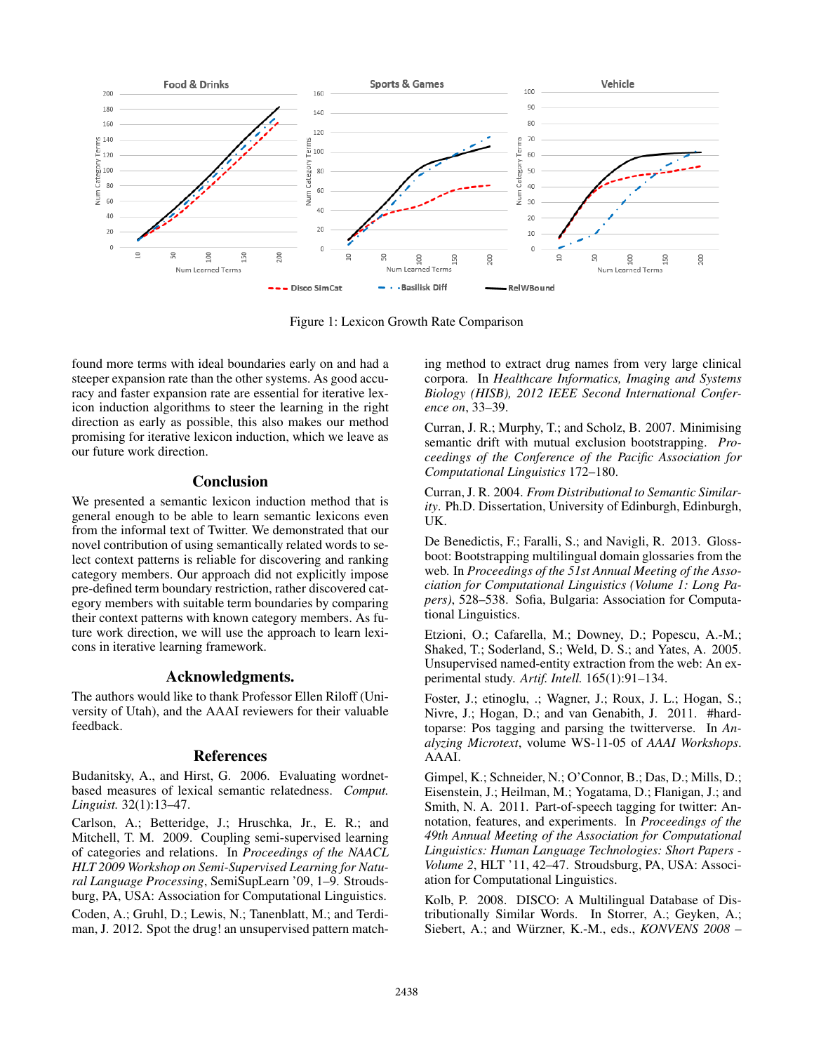Figure 1: Lexicon Growth Rate Comparison

found more terms with ideal boundaries early on and had a steeper expansion rate than the other systems. As good accuracy and faster expansion rate are essential for iterative lexicon induction algorithms to steer the learning in the right direction as early as possible, this also makes our method promising for iterative lexicon induction, which we leave as our future work direction.

## Conclusion

We presented a semantic lexicon induction method that is general enough to be able to learn semantic lexicons even from the informal text of Twitter. We demonstrated that our novel contribution of using semantically related words to select context patterns is reliable for discovering and ranking category members. Our approach did not explicitly impose pre-defined term boundary restriction, rather discovered category members with suitable term boundaries by comparing their context patterns with known category members. As future work direction, we will use the approach to learn lexicons in iterative learning framework.

## Acknowledgments.

The authors would like to thank Professor Ellen Riloff (University of Utah), and the AAAI reviewers for their valuable feedback.

## References

Budanitsky, A., and Hirst, G. 2006. Evaluating wordnet-based measures of lexical semantic relatedness. *Comput. Linguist.* 32(1):13–47.

Carlson, A.; Betteridge, J.; Hruschka, Jr., E. R.; and Mitchell, T. M. 2009. Coupling semi-supervised learning of categories and relations. In *Proceedings of the NAACL HLT 2009 Workshop on Semi-Supervised Learning for Natural Language Processing*, SemiSupLearn '09, 1–9. Stroudsburg, PA, USA: Association for Computational Linguistics.

Coden, A.; Gruhl, D.; Lewis, N.; Tanenblatt, M.; and Terdiman, J. 2012. Spot the drug! an unsupervised pattern matching method to extract drug names from very large clinical corpora. In *Healthcare Informatics, Imaging and Systems Biology (HISB), 2012 IEEE Second International Conference on*, 33–39.

Curran, J. R.; Murphy, T.; and Scholz, B. 2007. Minimising semantic drift with mutual exclusion bootstrapping. *Proceedings of the Conference of the Pacific Association for Computational Linguistics* 172–180.

Curran, J. R. 2004. *From Distributional to Semantic Similarity*. Ph.D. Dissertation, University of Edinburgh, Edinburgh, UK.

De Benedictis, F.; Faralli, S.; and Navigli, R. 2013. Glossboot: Bootstrapping multilingual domain glossaries from the web. In *Proceedings of the 51st Annual Meeting of the Association for Computational Linguistics (Volume 1: Long Papers)*, 528–538. Sofia, Bulgaria: Association for Computational Linguistics.

Etzioni, O.; Cafarella, M.; Downey, D.; Popescu, A.-M.; Shaked, T.; Soderland, S.; Weld, D. S.; and Yates, A. 2005. Unsupervised named-entity extraction from the web: An experimental study. *Artif. Intell.* 165(1):91–134.

Foster, J.; etinoglu, .; Wagner, J.; Roux, J. L.; Hogan, S.; Nivre, J.; Hogan, D.; and van Genabith, J. 2011. #hardtoparse: Pos tagging and parsing the twitterverse. In *Analyzing Microtext*, volume WS-11-05 of *AAAI Workshops*. AAAI.

Gimpel, K.; Schneider, N.; O'Connor, B.; Das, D.; Mills, D.; Eisenstein, J.; Heilman, M.; Yogatama, D.; Flanigan, J.; and Smith, N. A. 2011. Part-of-speech tagging for twitter: Annotation, features, and experiments. In *Proceedings of the 49th Annual Meeting of the Association for Computational Linguistics: Human Language Technologies: Short Papers - Volume 2*, HLT '11, 42–47. Stroudsburg, PA, USA: Association for Computational Linguistics.

Kolb, P. 2008. DISCO: A Multilingual Database of Distributionally Similar Words. In Storrer, A.; Geyken, A.; Siebert, A.; and Würzner, K.-M., eds., *KONVENS 2008 –*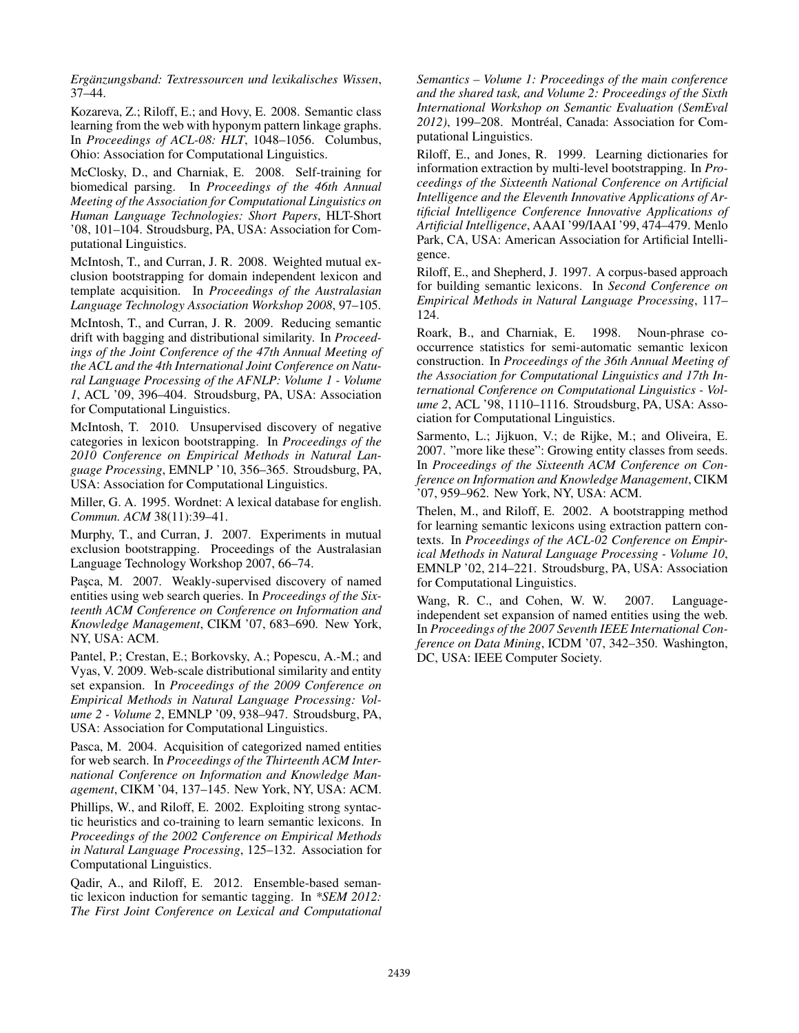*Ergänzungsband: Textressourcen und lexikalisches Wissen*, 37–44.

Kozareva, Z.; Riloff, E.; and Hovy, E. 2008. Semantic class learning from the web with hyponym pattern linkage graphs. In *Proceedings of ACL-08: HLT*, 1048–1056. Columbus, Ohio: Association for Computational Linguistics.

McClosky, D., and Charniak, E. 2008. Self-training for biomedical parsing. In *Proceedings of the 46th Annual Meeting of the Association for Computational Linguistics on Human Language Technologies: Short Papers*, HLT-Short '08, 101–104. Stroudsburg, PA, USA: Association for Computational Linguistics.

McIntosh, T., and Curran, J. R. 2008. Weighted mutual exclusion bootstrapping for domain independent lexicon and template acquisition. In *Proceedings of the Australasian Language Technology Association Workshop 2008*, 97–105.

McIntosh, T., and Curran, J. R. 2009. Reducing semantic drift with bagging and distributional similarity. In *Proceedings of the Joint Conference of the 47th Annual Meeting of the ACL and the 4th International Joint Conference on Natural Language Processing of the AFNLP: Volume 1 - Volume 1*, ACL '09, 396–404. Stroudsburg, PA, USA: Association for Computational Linguistics.

McIntosh, T. 2010. Unsupervised discovery of negative categories in lexicon bootstrapping. In *Proceedings of the 2010 Conference on Empirical Methods in Natural Language Processing*, EMNLP '10, 356–365. Stroudsburg, PA, USA: Association for Computational Linguistics.

Miller, G. A. 1995. Wordnet: A lexical database for english. *Commun. ACM* 38(11):39–41.

Murphy, T., and Curran, J. 2007. Experiments in mutual exclusion bootstrapping. Proceedings of the Australasian Language Technology Workshop 2007, 66–74.

Paşca, M. 2007. Weakly-supervised discovery of named entities using web search queries. In *Proceedings of the Sixteenth ACM Conference on Conference on Information and Knowledge Management*, CIKM '07, 683–690. New York, NY, USA: ACM.

Pantel, P.; Crestan, E.; Borkovsky, A.; Popescu, A.-M.; and Vyas, V. 2009. Web-scale distributional similarity and entity set expansion. In *Proceedings of the 2009 Conference on Empirical Methods in Natural Language Processing: Volume 2 - Volume 2*, EMNLP '09, 938–947. Stroudsburg, PA, USA: Association for Computational Linguistics.

Pasca, M. 2004. Acquisition of categorized named entities for web search. In *Proceedings of the Thirteenth ACM International Conference on Information and Knowledge Management*, CIKM '04, 137–145. New York, NY, USA: ACM.

Phillips, W., and Riloff, E. 2002. Exploiting strong syntactic heuristics and co-training to learn semantic lexicons. In *Proceedings of the 2002 Conference on Empirical Methods in Natural Language Processing*, 125–132. Association for Computational Linguistics.

Qadir, A., and Riloff, E. 2012. Ensemble-based semantic lexicon induction for semantic tagging. In *\*SEM 2012: The First Joint Conference on Lexical and Computational Semantics – Volume 1: Proceedings of the main conference and the shared task, and Volume 2: Proceedings of the Sixth International Workshop on Semantic Evaluation (SemEval 2012)*, 199–208. Montréal, Canada: Association for Computational Linguistics.

Riloff, E., and Jones, R. 1999. Learning dictionaries for information extraction by multi-level bootstrapping. In *Proceedings of the Sixteenth National Conference on Artificial Intelligence and the Eleventh Innovative Applications of Artificial Intelligence Conference Innovative Applications of Artificial Intelligence*, AAAI '99/IAAI '99, 474–479. Menlo Park, CA, USA: American Association for Artificial Intelligence.

Riloff, E., and Shepherd, J. 1997. A corpus-based approach for building semantic lexicons. In *Second Conference on Empirical Methods in Natural Language Processing*, 117–124.

Roark, B., and Charniak, E. 1998. Noun-phrase co-occurrence statistics for semi-automatic semantic lexicon construction. In *Proceedings of the 36th Annual Meeting of the Association for Computational Linguistics and 17th International Conference on Computational Linguistics - Volume 2*, ACL '98, 1110–1116. Stroudsburg, PA, USA: Association for Computational Linguistics.

Sarmento, L.; Jijkuon, V.; de Rijke, M.; and Oliveira, E. 2007. "more like these": Growing entity classes from seeds. In *Proceedings of the Sixteenth ACM Conference on Conference on Information and Knowledge Management*, CIKM '07, 959–962. New York, NY, USA: ACM.

Thelen, M., and Riloff, E. 2002. A bootstrapping method for learning semantic lexicons using extraction pattern contexts. In *Proceedings of the ACL-02 Conference on Empirical Methods in Natural Language Processing - Volume 10*, EMNLP '02, 214–221. Stroudsburg, PA, USA: Association for Computational Linguistics.

Wang, R. C., and Cohen, W. W. 2007. Language-independent set expansion of named entities using the web. In *Proceedings of the 2007 Seventh IEEE International Conference on Data Mining*, ICDM '07, 342–350. Washington, DC, USA: IEEE Computer Society.